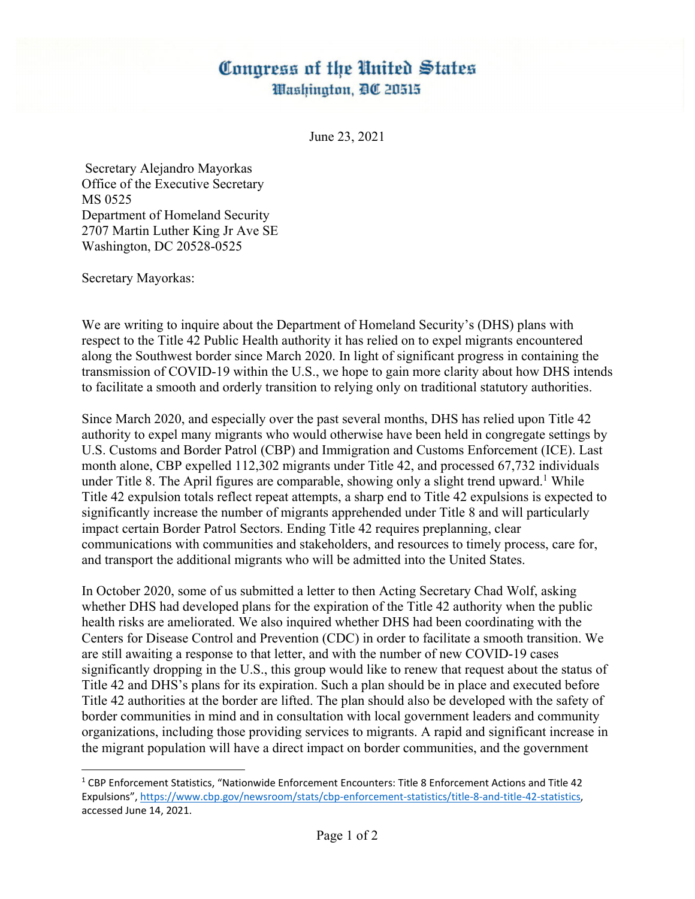# Congress of the United States
## Washington, DC 20515

June 23, 2021

Secretary Alejandro Mayorkas
Office of the Executive Secretary
MS 0525
Department of Homeland Security
2707 Martin Luther King Jr Ave SE
Washington, DC 20528-0525

Secretary Mayorkas:

We are writing to inquire about the Department of Homeland Security's (DHS) plans with respect to the Title 42 Public Health authority it has relied on to expel migrants encountered along the Southwest border since March 2020. In light of significant progress in containing the transmission of COVID-19 within the U.S., we hope to gain more clarity about how DHS intends to facilitate a smooth and orderly transition to relying only on traditional statutory authorities.

Since March 2020, and especially over the past several months, DHS has relied upon Title 42 authority to expel many migrants who would otherwise have been held in congregate settings by U.S. Customs and Border Patrol (CBP) and Immigration and Customs Enforcement (ICE). Last month alone, CBP expelled 112,302 migrants under Title 42, and processed 67,732 individuals under Title 8. The April figures are comparable, showing only a slight trend upward.[1] While Title 42 expulsion totals reflect repeat attempts, a sharp end to Title 42 expulsions is expected to significantly increase the number of migrants apprehended under Title 8 and will particularly impact certain Border Patrol Sectors. Ending Title 42 requires preplanning, clear communications with communities and stakeholders, and resources to timely process, care for, and transport the additional migrants who will be admitted into the United States.

In October 2020, some of us submitted a letter to then Acting Secretary Chad Wolf, asking whether DHS had developed plans for the expiration of the Title 42 authority when the public health risks are ameliorated. We also inquired whether DHS had been coordinating with the Centers for Disease Control and Prevention (CDC) in order to facilitate a smooth transition. We are still awaiting a response to that letter, and with the number of new COVID-19 cases significantly dropping in the U.S., this group would like to renew that request about the status of Title 42 and DHS's plans for its expiration. Such a plan should be in place and executed before Title 42 authorities at the border are lifted. The plan should also be developed with the safety of border communities in mind and in consultation with local government leaders and community organizations, including those providing services to migrants. A rapid and significant increase in the migrant population will have a direct impact on border communities, and the government

---

[1] CBP Enforcement Statistics, "Nationwide Enforcement Encounters: Title 8 Enforcement Actions and Title 42 Expulsions", https://www.cbp.gov/newsroom/stats/cbp-enforcement-statistics/title-8-and-title-42-statistics, accessed June 14, 2021.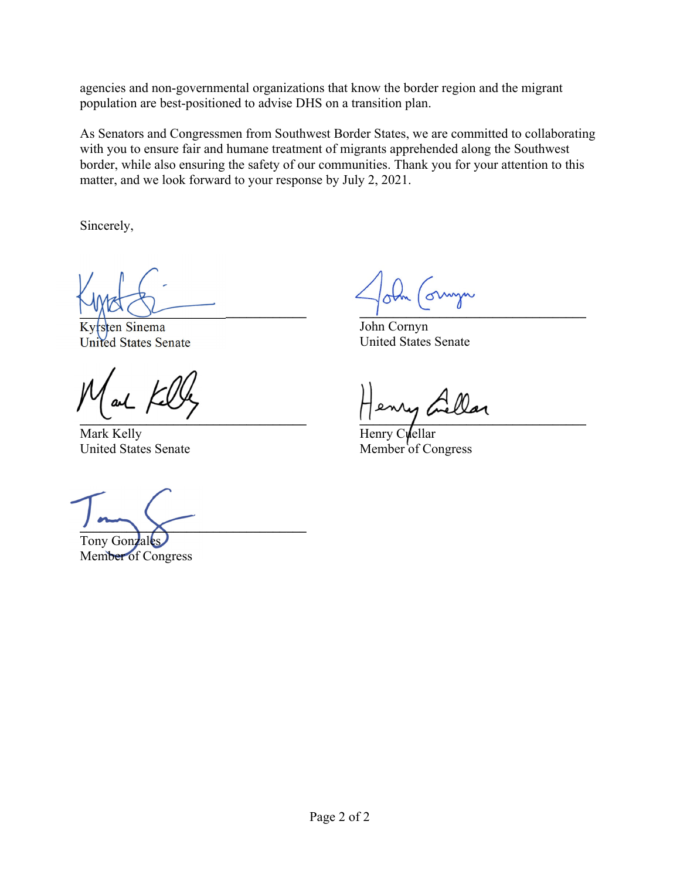agencies and non-governmental organizations that know the border region and the migrant population are best-positioned to advise DHS on a transition plan.

As Senators and Congressmen from Southwest Border States, we are committed to collaborating with you to ensure fair and humane treatment of migrants apprehended along the Southwest border, while also ensuring the safety of our communities. Thank you for your attention to this matter, and we look forward to your response by July 2, 2021.

Sincerely,

Kyrsten Sinema
United States Senate

John Cornyn
United States Senate

Mark Kelly
United States Senate

Henry Cuellar
Member of Congress

Tony Gonzales
Member of Congress